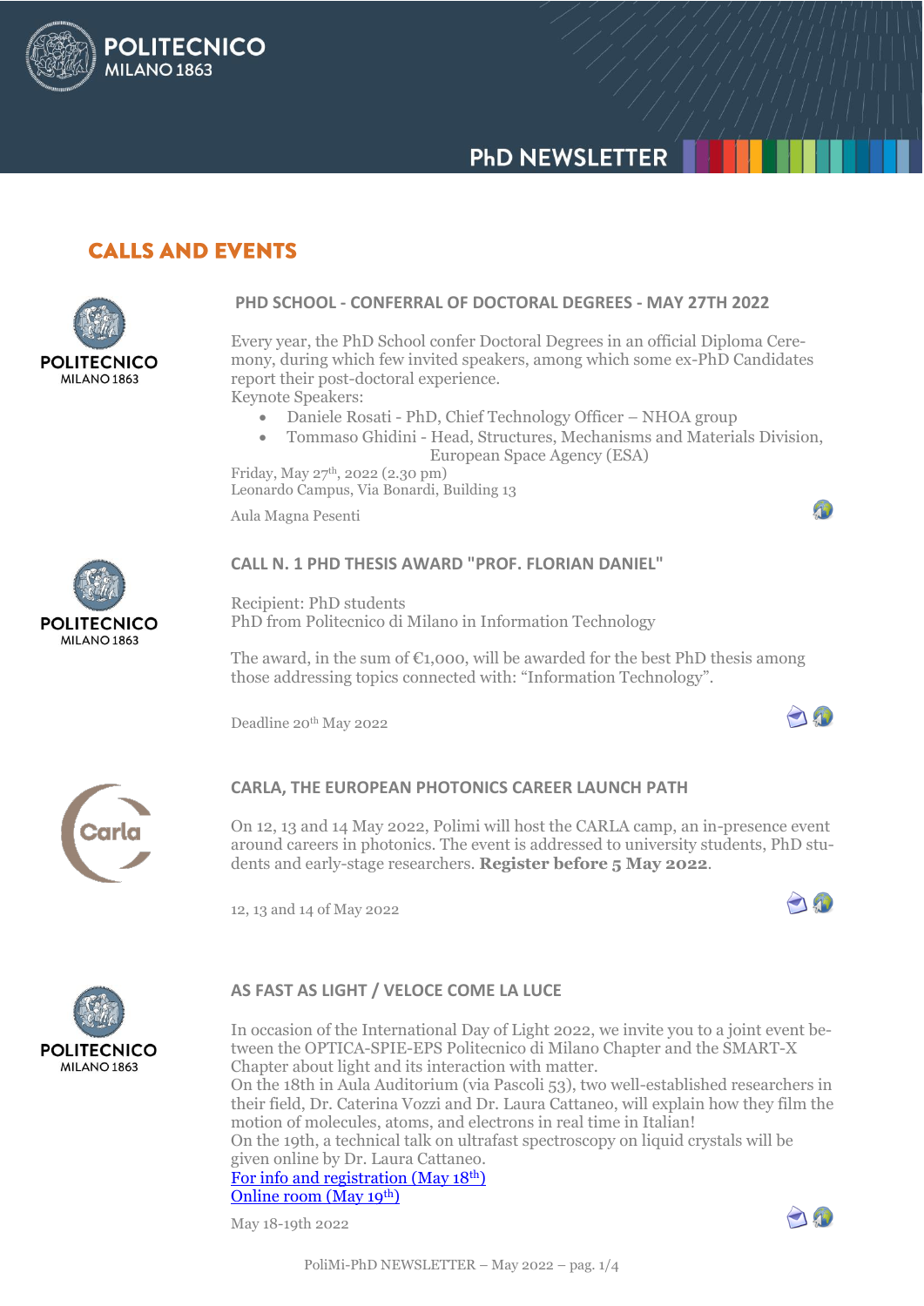# PhD NEWSLETTER

## CALLS AND EVENTS

### PHD SCHOOL - CONFERRAL OF DOCTORAL DEGREES - MAY 27TH 2022

Every year, the PhD School confer Doctoral Degrees in an official Diploma Ceremony, during which few invited speakers, among which some ex-PhD Candidates report their post-doctoral experience.
Keynote Speakers:

- Daniele Rosati - PhD, Chief Technology Officer – NHOA group
- Tommaso Ghidini - Head, Structures, Mechanisms and Materials Division, European Space Agency (ESA)

Friday, May 27th, 2022 (2.30 pm)
Leonardo Campus, Via Bonardi, Building 13

Aula Magna Pesenti

### CALL N. 1 PHD THESIS AWARD "PROF. FLORIAN DANIEL"

Recipient: PhD students
PhD from Politecnico di Milano in Information Technology

The award, in the sum of €1,000, will be awarded for the best PhD thesis among those addressing topics connected with: "Information Technology".

Deadline 20th May 2022

### CARLA, THE EUROPEAN PHOTONICS CAREER LAUNCH PATH

On 12, 13 and 14 May 2022, Polimi will host the CARLA camp, an in-presence event around careers in photonics. The event is addressed to university students, PhD students and early-stage researchers. **Register before 5 May 2022**.

12, 13 and 14 of May 2022

### AS FAST AS LIGHT / VELOCE COME LA LUCE

In occasion of the International Day of Light 2022, we invite you to a joint event between the OPTICA-SPIE-EPS Politecnico di Milano Chapter and the SMART-X Chapter about light and its interaction with matter.
On the 18th in Aula Auditorium (via Pascoli 53), two well-established researchers in their field, Dr. Caterina Vozzi and Dr. Laura Cattaneo, will explain how they film the motion of molecules, atoms, and electrons in real time in Italian!
On the 19th, a technical talk on ultrafast spectroscopy on liquid crystals will be given online by Dr. Laura Cattaneo.
For info and registration (May 18th)
Online room (May 19th)

May 18-19th 2022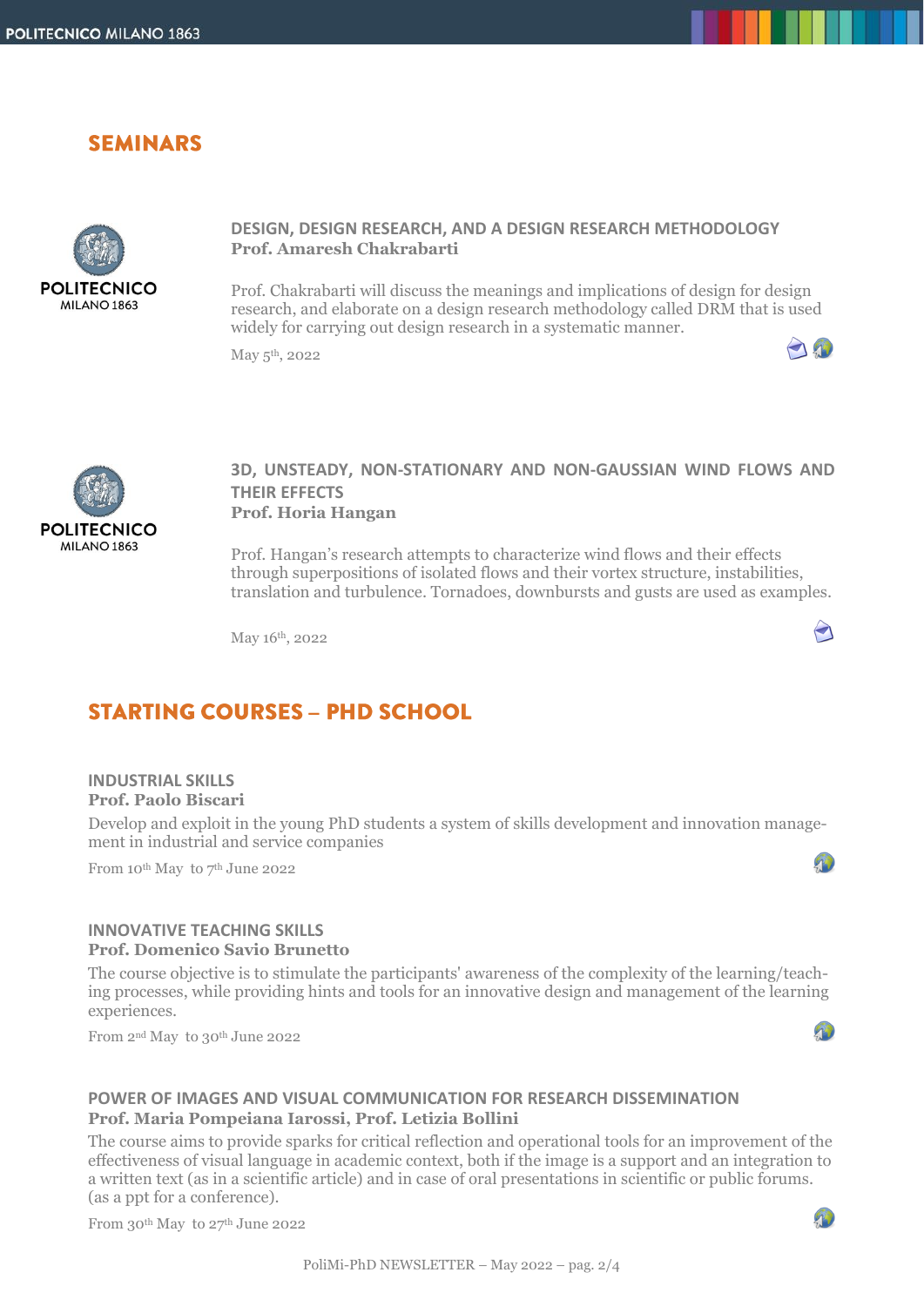## SEMINARS

### DESIGN, DESIGN RESEARCH, AND A DESIGN RESEARCH METHODOLOGY

**Prof. Amaresh Chakrabarti**

Prof. Chakrabarti will discuss the meanings and implications of design for design research, and elaborate on a design research methodology called DRM that is used widely for carrying out design research in a systematic manner.

May 5th, 2022

### 3D, UNSTEADY, NON-STATIONARY AND NON-GAUSSIAN WIND FLOWS AND THEIR EFFECTS

**Prof. Horia Hangan**

Prof. Hangan's research attempts to characterize wind flows and their effects through superpositions of isolated flows and their vortex structure, instabilities, translation and turbulence. Tornadoes, downbursts and gusts are used as examples.

May 16th, 2022

## STARTING COURSES – PHD SCHOOL

### INDUSTRIAL SKILLS

**Prof. Paolo Biscari**

Develop and exploit in the young PhD students a system of skills development and innovation management in industrial and service companies

From 10th May to 7th June 2022

### INNOVATIVE TEACHING SKILLS

**Prof. Domenico Savio Brunetto**

The course objective is to stimulate the participants' awareness of the complexity of the learning/teaching processes, while providing hints and tools for an innovative design and management of the learning experiences.

From 2nd May to 30th June 2022

### POWER OF IMAGES AND VISUAL COMMUNICATION FOR RESEARCH DISSEMINATION

**Prof. Maria Pompeiana Iarossi, Prof. Letizia Bollini**

The course aims to provide sparks for critical reflection and operational tools for an improvement of the effectiveness of visual language in academic context, both if the image is a support and an integration to a written text (as in a scientific article) and in case of oral presentations in scientific or public forums. (as a ppt for a conference).

From 30th May to 27th June 2022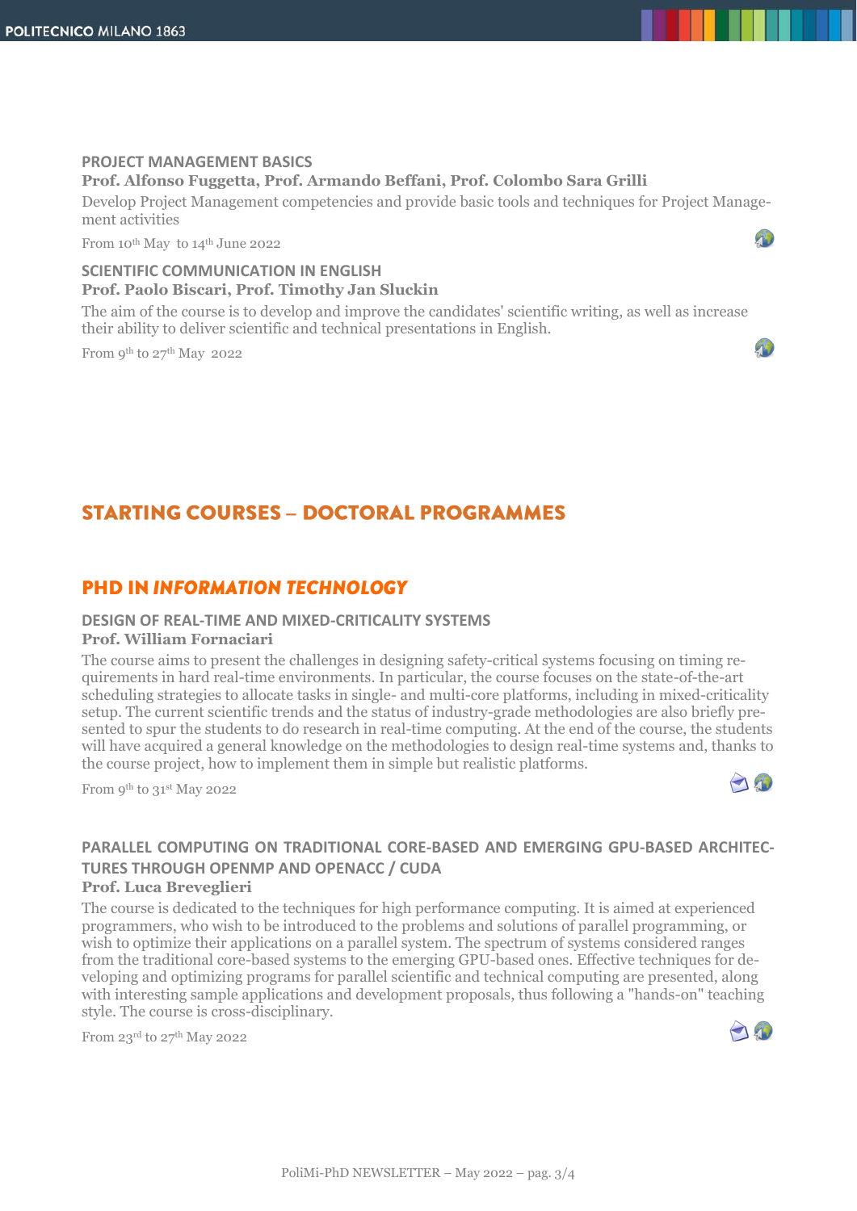### PROJECT MANAGEMENT BASICS

**Prof. Alfonso Fuggetta, Prof. Armando Beffani, Prof. Colombo Sara Grilli**

Develop Project Management competencies and provide basic tools and techniques for Project Management activities

From 10th May to 14th June 2022

### SCIENTIFIC COMMUNICATION IN ENGLISH

**Prof. Paolo Biscari, Prof. Timothy Jan Sluckin**

The aim of the course is to develop and improve the candidates' scientific writing, as well as increase their ability to deliver scientific and technical presentations in English.

From 9th to 27th May 2022

# STARTING COURSES – DOCTORAL PROGRAMMES

## PHD IN *INFORMATION TECHNOLOGY*

### DESIGN OF REAL-TIME AND MIXED-CRITICALITY SYSTEMS

**Prof. William Fornaciari**

The course aims to present the challenges in designing safety-critical systems focusing on timing requirements in hard real-time environments. In particular, the course focuses on the state-of-the-art scheduling strategies to allocate tasks in single- and multi-core platforms, including in mixed-criticality setup. The current scientific trends and the status of industry-grade methodologies are also briefly presented to spur the students to do research in real-time computing. At the end of the course, the students will have acquired a general knowledge on the methodologies to design real-time systems and, thanks to the course project, how to implement them in simple but realistic platforms.

From 9th to 31st May 2022

### PARALLEL COMPUTING ON TRADITIONAL CORE-BASED AND EMERGING GPU-BASED ARCHITECTURES THROUGH OPENMP AND OPENACC / CUDA

**Prof. Luca Breveglieri**

The course is dedicated to the techniques for high performance computing. It is aimed at experienced programmers, who wish to be introduced to the problems and solutions of parallel programming, or wish to optimize their applications on a parallel system. The spectrum of systems considered ranges from the traditional core-based systems to the emerging GPU-based ones. Effective techniques for developing and optimizing programs for parallel scientific and technical computing are presented, along with interesting sample applications and development proposals, thus following a "hands-on" teaching style. The course is cross-disciplinary.

From 23rd to 27th May 2022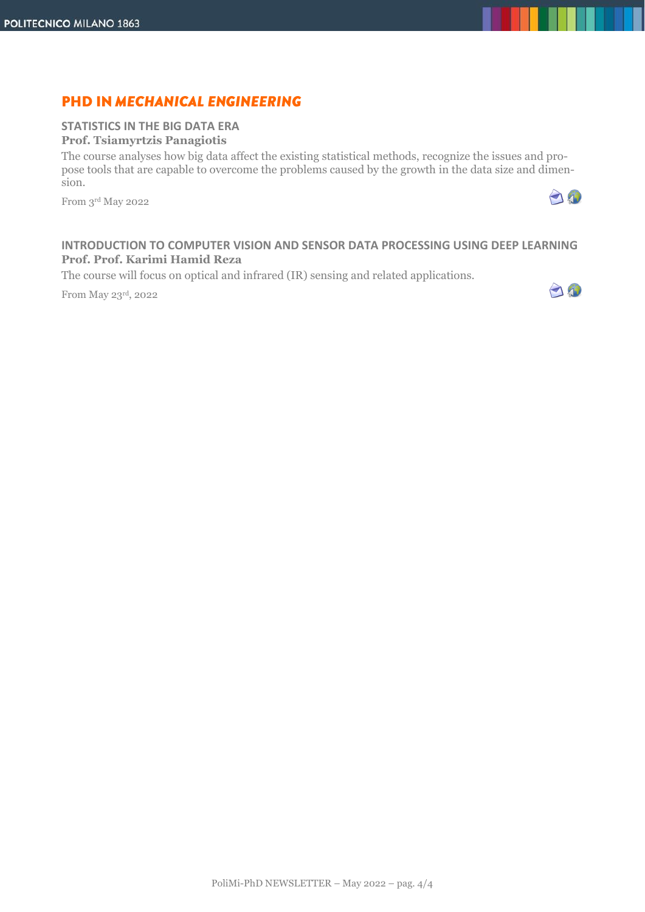## PHD IN *MECHANICAL ENGINEERING*

### STATISTICS IN THE BIG DATA ERA

**Prof. Tsiamyrtzis Panagiotis**

The course analyses how big data affect the existing statistical methods, recognize the issues and propose tools that are capable to overcome the problems caused by the growth in the data size and dimension.

From 3rd May 2022

### INTRODUCTION TO COMPUTER VISION AND SENSOR DATA PROCESSING USING DEEP LEARNING

**Prof. Prof. Karimi Hamid Reza**

The course will focus on optical and infrared (IR) sensing and related applications.

From May 23rd, 2022